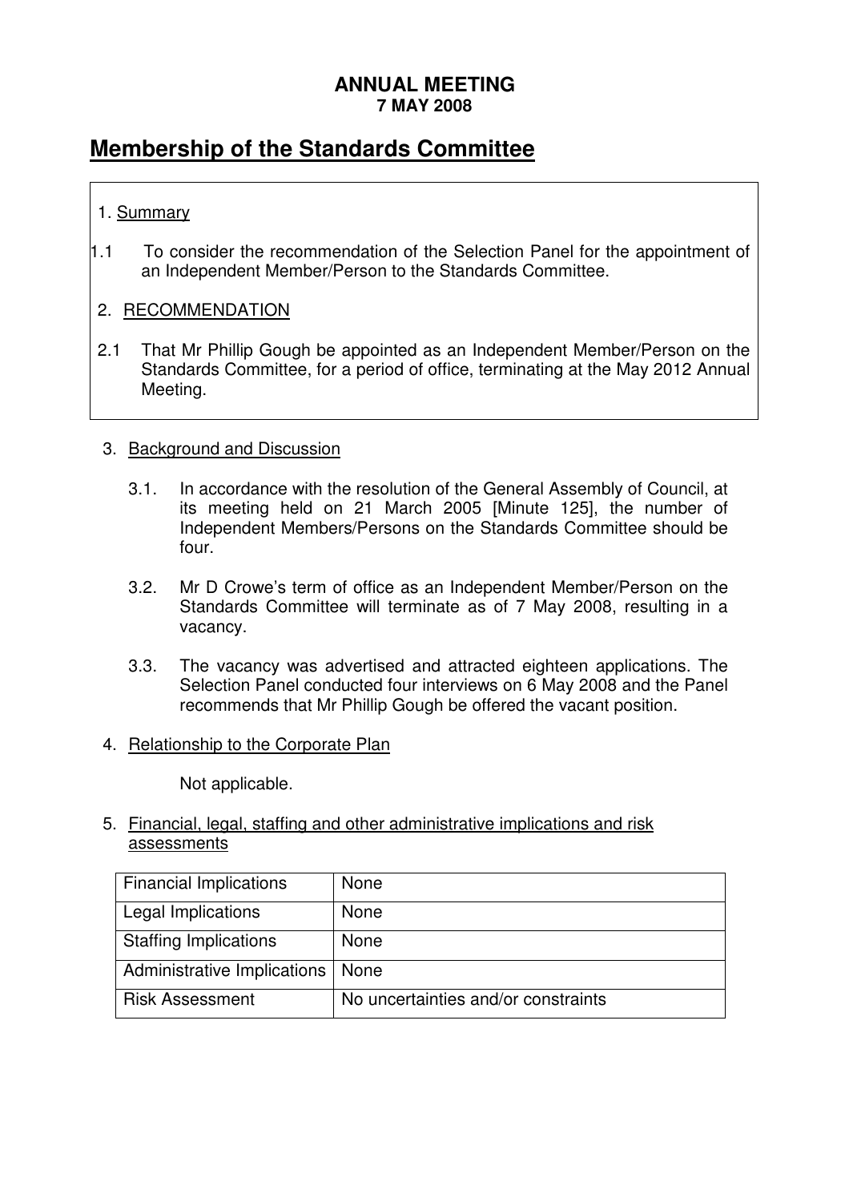**ANNUAL MEETING**
**7 MAY 2008**

# Membership of the Standards Committee

1. Summary

1.1 To consider the recommendation of the Selection Panel for the appointment of an Independent Member/Person to the Standards Committee.

2. RECOMMENDATION

2.1 That Mr Phillip Gough be appointed as an Independent Member/Person on the Standards Committee, for a period of office, terminating at the May 2012 Annual Meeting.

3. Background and Discussion

3.1. In accordance with the resolution of the General Assembly of Council, at its meeting held on 21 March 2005 [Minute 125], the number of Independent Members/Persons on the Standards Committee should be four.

3.2. Mr D Crowe's term of office as an Independent Member/Person on the Standards Committee will terminate as of 7 May 2008, resulting in a vacancy.

3.3. The vacancy was advertised and attracted eighteen applications. The Selection Panel conducted four interviews on 6 May 2008 and the Panel recommends that Mr Phillip Gough be offered the vacant position.

4. Relationship to the Corporate Plan

Not applicable.

5. Financial, legal, staffing and other administrative implications and risk assessments

| Financial Implications | None |
|---|---|
| Legal Implications | None |
| Staffing Implications | None |
| Administrative Implications | None |
| Risk Assessment | No uncertainties and/or constraints |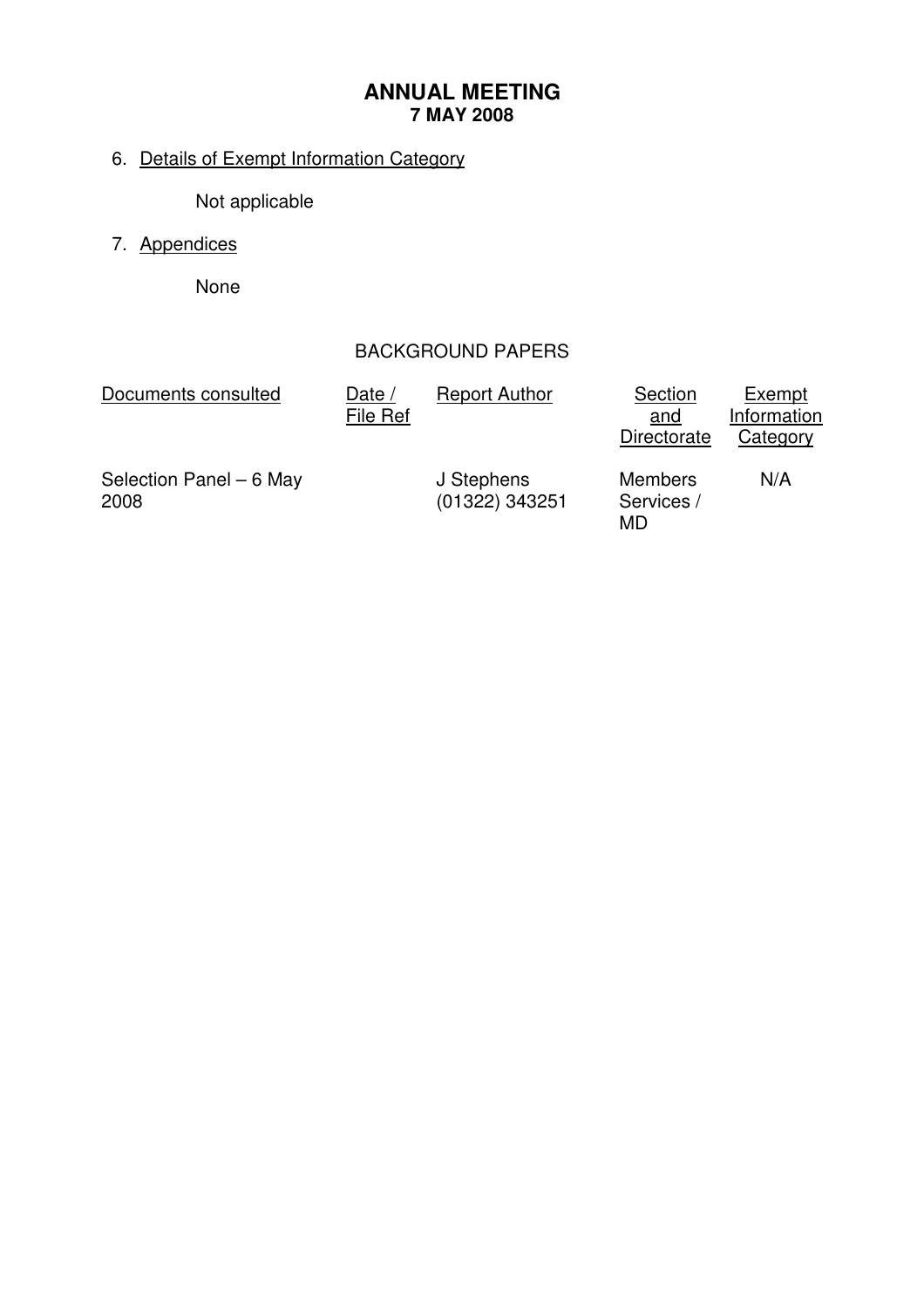# ANNUAL MEETING
**7 MAY 2008**

6. Details of Exempt Information Category

   Not applicable

7. Appendices

   None

BACKGROUND PAPERS

| Documents consulted | Date / File Ref | Report Author | Section and Directorate | Exempt Information Category |
|---|---|---|---|---|
| Selection Panel – 6 May 2008 | | J Stephens (01322) 343251 | Members Services / MD | N/A |